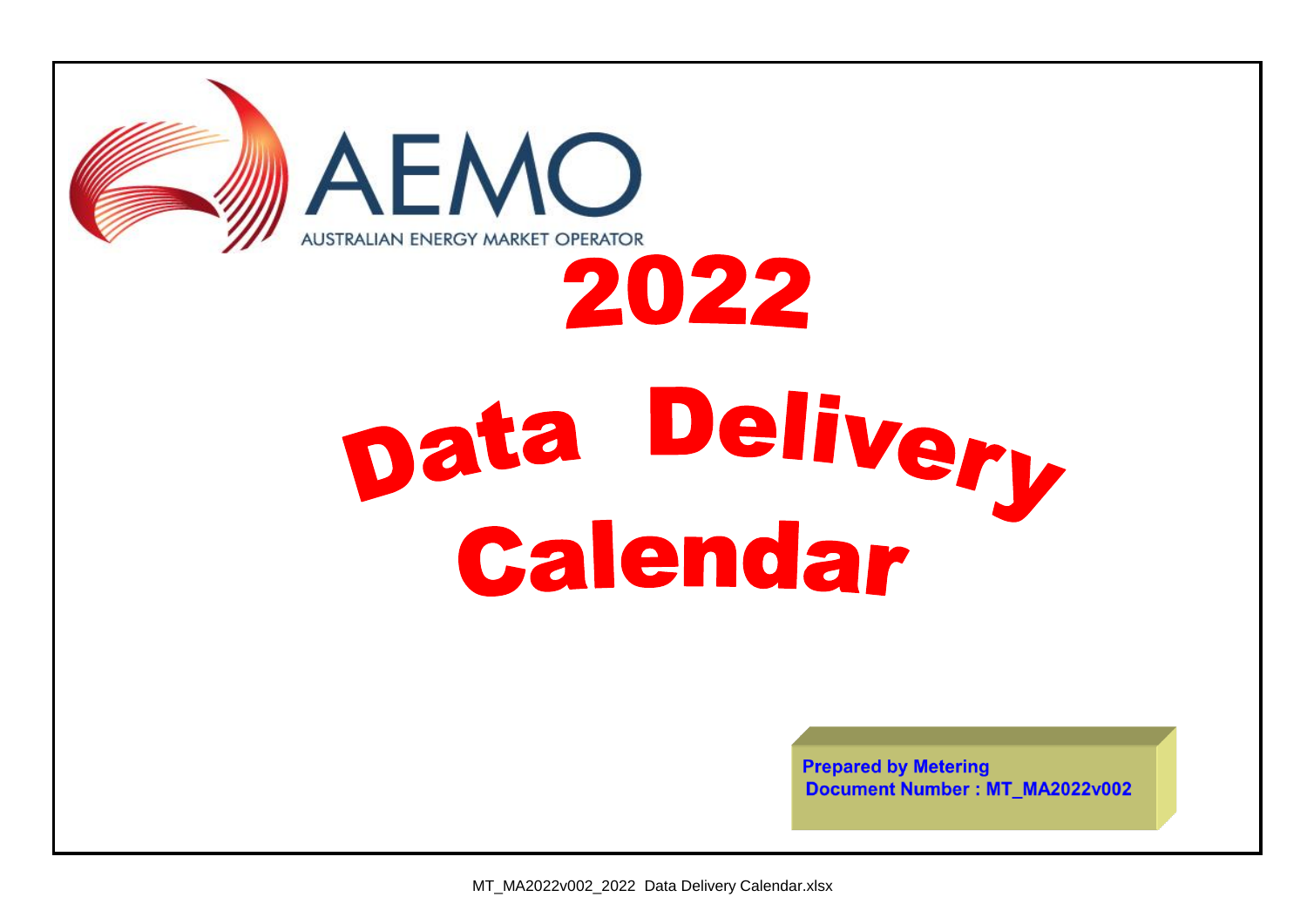AEMO

AUSTRALIAN ENERGY MARKET OPERATOR

# 2022

# Data Delivery Calendar

**Prepared by Metering**
**Document Number : MT_MA2022v002**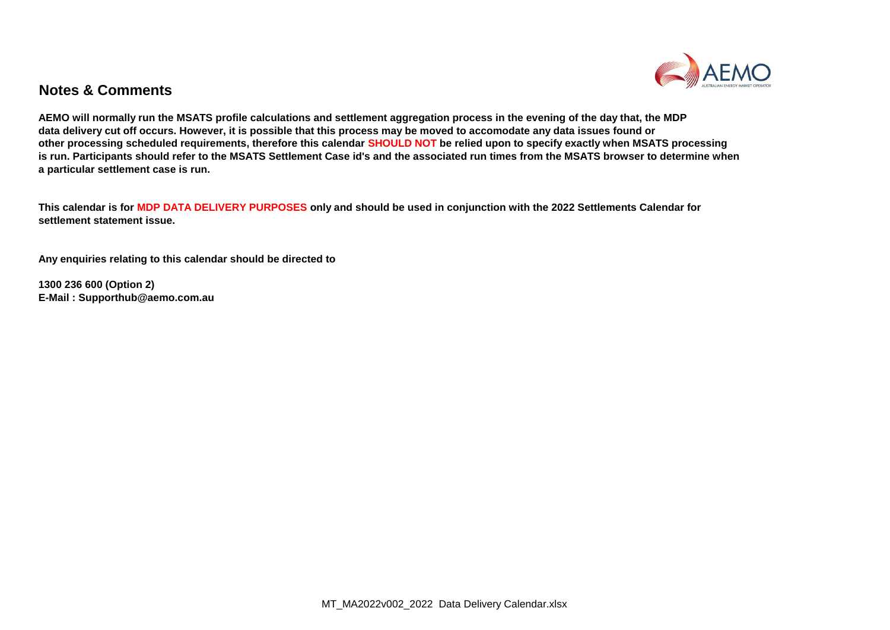## Notes & Comments

**AEMO will normally run the MSATS profile calculations and settlement aggregation process in the evening of the day that, the MDP data delivery cut off occurs. However, it is possible that this process may be moved to accomodate any data issues found or other processing scheduled requirements, therefore this calendar SHOULD NOT be relied upon to specify exactly when MSATS processing is run. Participants should refer to the MSATS Settlement Case id's and the associated run times from the MSATS browser to determine when a particular settlement case is run.**

**This calendar is for MDP DATA DELIVERY PURPOSES only and should be used in conjunction with the 2022 Settlements Calendar for settlement statement issue.**

**Any enquiries relating to this calendar should be directed to**

**1300 236 600 (Option 2)**
**E-Mail : Supporthub@aemo.com.au**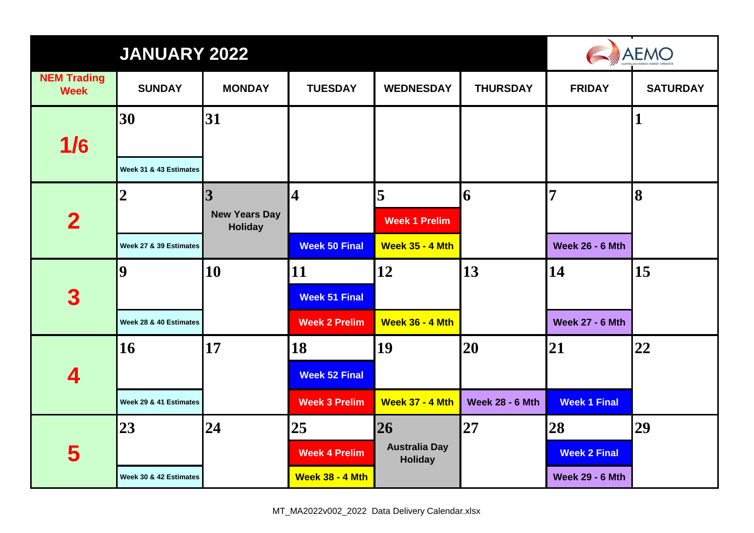# JANUARY 2022

AEMO

| NEM Trading Week | SUNDAY | MONDAY | TUESDAY | WEDNESDAY | THURSDAY | FRIDAY | SATURDAY |
|---|---|---|---|---|---|---|---|
| 1/6 | 30<br>Week 31 & 43 Estimates | 31 | | | | | 1 |
| 2 | 2<br>Week 27 & 39 Estimates | 3<br>New Years Day Holiday | 4<br>Week 50 Final | 5<br>Week 1 Prelim<br>Week 35 - 4 Mth | 6 | 7<br>Week 26 - 6 Mth | 8 |
| 3 | 9<br>Week 28 & 40 Estimates | 10 | 11<br>Week 51 Final<br>Week 2 Prelim | 12<br>Week 36 - 4 Mth | 13 | 14<br>Week 27 - 6 Mth | 15 |
| 4 | 16<br>Week 29 & 41 Estimates | 17 | 18<br>Week 52 Final<br>Week 3 Prelim | 19<br>Week 37 - 4 Mth | 20<br>Week 28 - 6 Mth | 21<br>Week 1 Final | 22 |
| 5 | 23<br>Week 30 & 42 Estimates | 24 | 25<br>Week 4 Prelim<br>Week 38 - 4 Mth | 26<br>Australia Day Holiday | 27 | 28<br>Week 2 Final<br>Week 29 - 6 Mth | 29 |

MT_MA2022v002_2022 Data Delivery Calendar.xlsx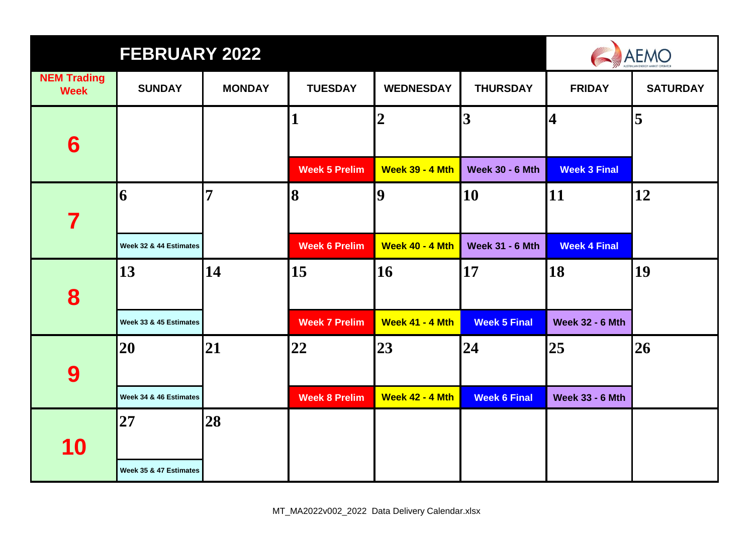# FEBRUARY 2022

AEMO

| NEM Trading Week | SUNDAY | MONDAY | TUESDAY | WEDNESDAY | THURSDAY | FRIDAY | SATURDAY |
|---|---|---|---|---|---|---|---|
| 6 | | | 1<br>Week 5 Prelim | 2<br>Week 39 - 4 Mth | 3<br>Week 30 - 6 Mth | 4<br>Week 3 Final | 5 |
| 7 | 6<br>Week 32 & 44 Estimates | 7 | 8<br>Week 6 Prelim | 9<br>Week 40 - 4 Mth | 10<br>Week 31 - 6 Mth | 11<br>Week 4 Final | 12 |
| 8 | 13<br>Week 33 & 45 Estimates | 14 | 15<br>Week 7 Prelim | 16<br>Week 41 - 4 Mth | 17<br>Week 5 Final | 18<br>Week 32 - 6 Mth | 19 |
| 9 | 20<br>Week 34 & 46 Estimates | 21 | 22<br>Week 8 Prelim | 23<br>Week 42 - 4 Mth | 24<br>Week 6 Final | 25<br>Week 33 - 6 Mth | 26 |
| 10 | 27<br>Week 35 & 47 Estimates | 28 | | | | | |

MT_MA2022v002_2022 Data Delivery Calendar.xlsx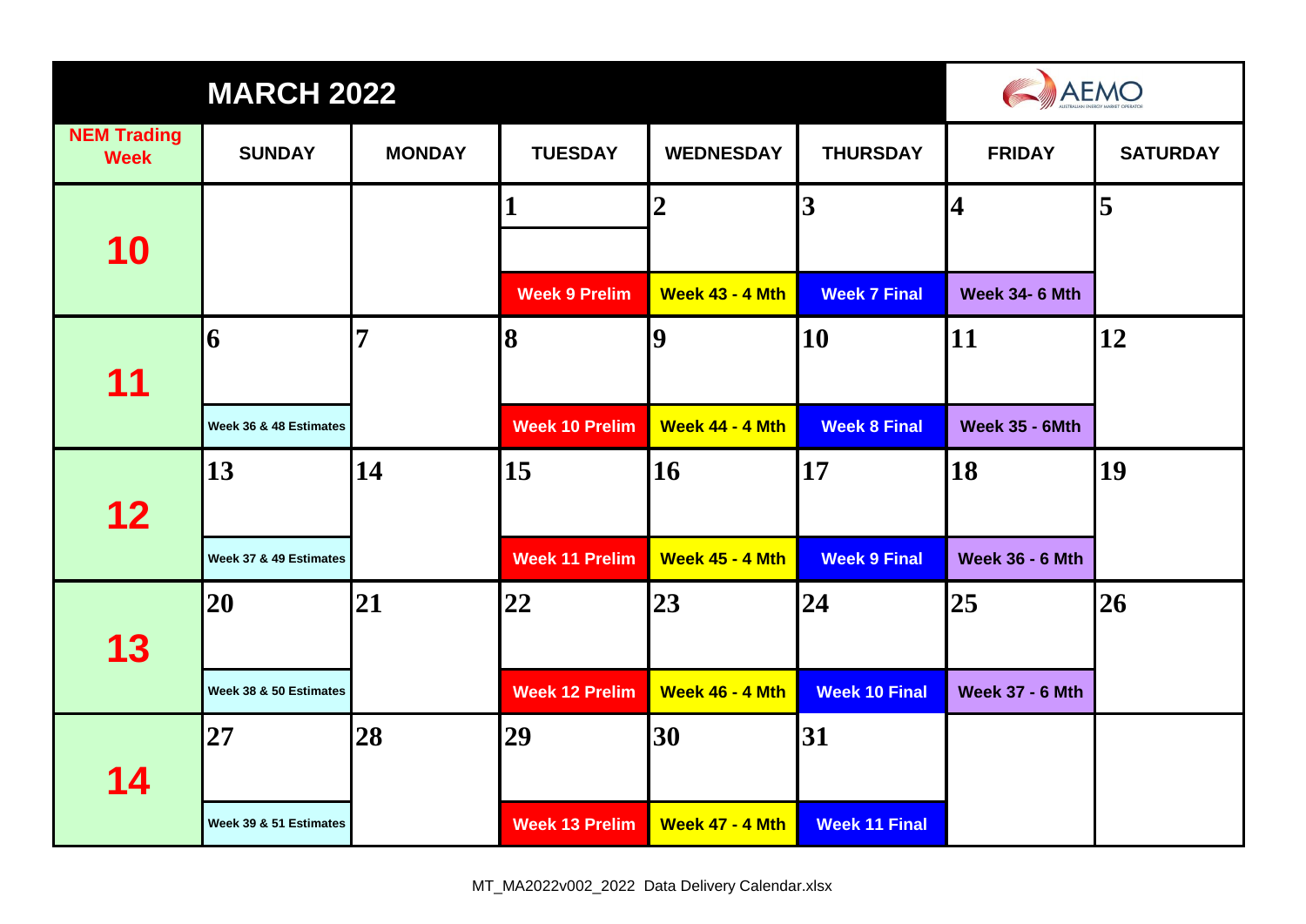## MARCH 2022

AEMO

| NEM Trading Week | SUNDAY | MONDAY | TUESDAY | WEDNESDAY | THURSDAY | FRIDAY | SATURDAY |
|---|---|---|---|---|---|---|---|
| 10 | | | 1 Week 9 Prelim | 2 Week 43 - 4 Mth | 3 Week 7 Final | 4 Week 34- 6 Mth | 5 |
| 11 | 6 Week 36 & 48 Estimates | 7 | 8 Week 10 Prelim | 9 Week 44 - 4 Mth | 10 Week 8 Final | 11 Week 35 - 6Mth | 12 |
| 12 | 13 Week 37 & 49 Estimates | 14 | 15 Week 11 Prelim | 16 Week 45 - 4 Mth | 17 Week 9 Final | 18 Week 36 - 6 Mth | 19 |
| 13 | 20 Week 38 & 50 Estimates | 21 | 22 Week 12 Prelim | 23 Week 46 - 4 Mth | 24 Week 10 Final | 25 Week 37 - 6 Mth | 26 |
| 14 | 27 Week 39 & 51 Estimates | 28 | 29 Week 13 Prelim | 30 Week 47 - 4 Mth | 31 Week 11 Final | | |

MT_MA2022v002_2022 Data Delivery Calendar.xlsx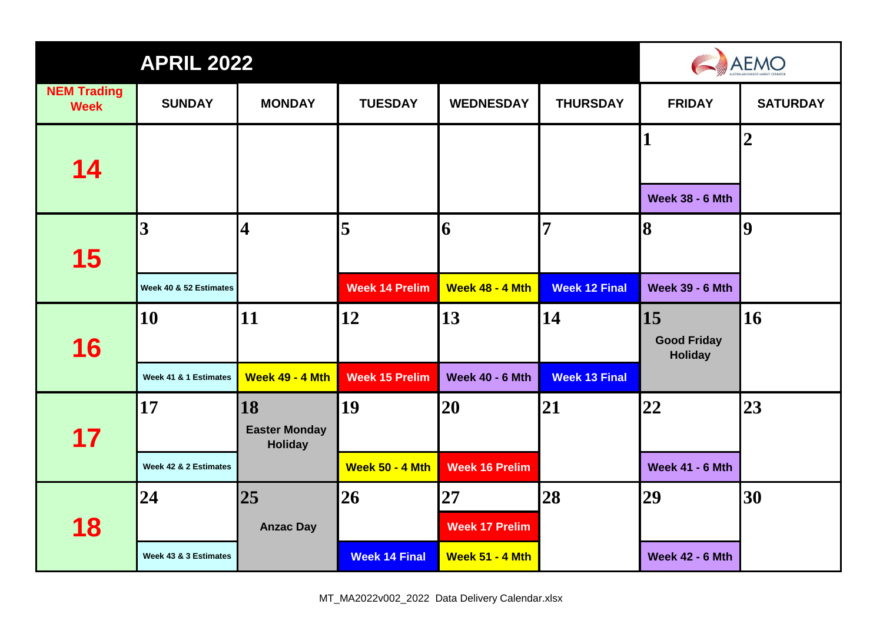# APRIL 2022

| NEM Trading Week | SUNDAY | MONDAY | TUESDAY | WEDNESDAY | THURSDAY | FRIDAY | SATURDAY |
|---|---|---|---|---|---|---|---|
| 14 | | | | | | 1 Week 38 - 6 Mth | 2 |
| 15 | 3 Week 40 & 52 Estimates | 4 | 5 Week 14 Prelim | 6 Week 48 - 4 Mth | 7 Week 12 Final | 8 Week 39 - 6 Mth | 9 |
| 16 | 10 Week 41 & 1 Estimates | 11 Week 49 - 4 Mth | 12 Week 15 Prelim | 13 Week 40 - 6 Mth | 14 Week 13 Final | 15 Good Friday Holiday | 16 |
| 17 | 17 Week 42 & 2 Estimates | 18 Easter Monday Holiday | 19 Week 50 - 4 Mth | 20 Week 16 Prelim | 21 | 22 Week 41 - 6 Mth | 23 |
| 18 | 24 Week 43 & 3 Estimates | 25 Anzac Day | 26 Week 14 Final | 27 Week 17 Prelim Week 51 - 4 Mth | 28 | 29 Week 42 - 6 Mth | 30 |

MT_MA2022v002_2022 Data Delivery Calendar.xlsx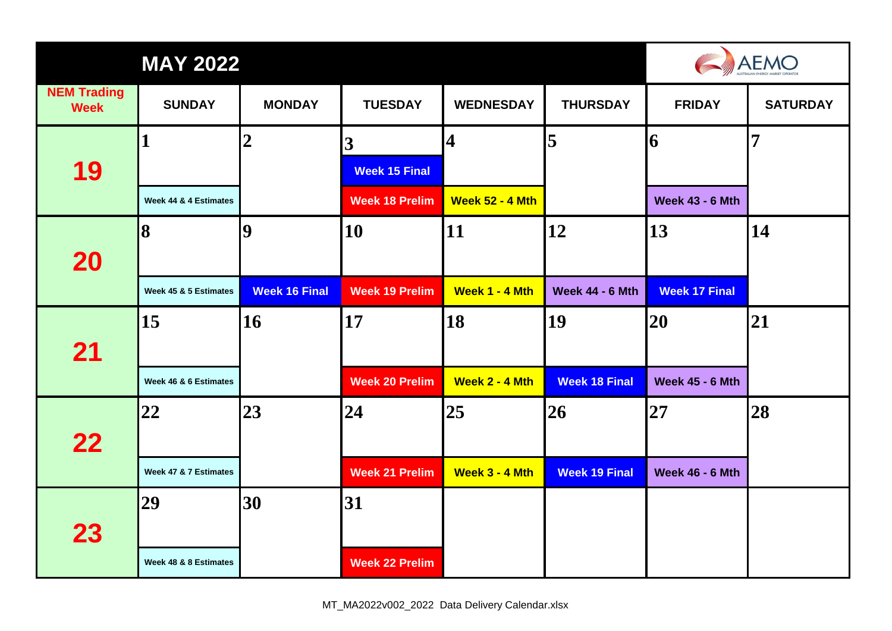# MAY 2022

AEMO

| NEM Trading Week | SUNDAY | MONDAY | TUESDAY | WEDNESDAY | THURSDAY | FRIDAY | SATURDAY |
|---|---|---|---|---|---|---|---|
| 19 | 1<br>Week 44 & 4 Estimates | 2 | 3<br>Week 15 Final<br>Week 18 Prelim | 4<br>Week 52 - 4 Mth | 5 | 6<br>Week 43 - 6 Mth | 7 |
| 20 | 8<br>Week 45 & 5 Estimates | 9<br>Week 16 Final | 10<br>Week 19 Prelim | 11<br>Week 1 - 4 Mth | 12<br>Week 44 - 6 Mth | 13<br>Week 17 Final | 14 |
| 21 | 15<br>Week 46 & 6 Estimates | 16 | 17<br>Week 20 Prelim | 18<br>Week 2 - 4 Mth | 19<br>Week 18 Final | 20<br>Week 45 - 6 Mth | 21 |
| 22 | 22<br>Week 47 & 7 Estimates | 23 | 24<br>Week 21 Prelim | 25<br>Week 3 - 4 Mth | 26<br>Week 19 Final | 27<br>Week 46 - 6 Mth | 28 |
| 23 | 29<br>Week 48 & 8 Estimates | 30 | 31<br>Week 22 Prelim | | | | |

MT_MA2022v002_2022 Data Delivery Calendar.xlsx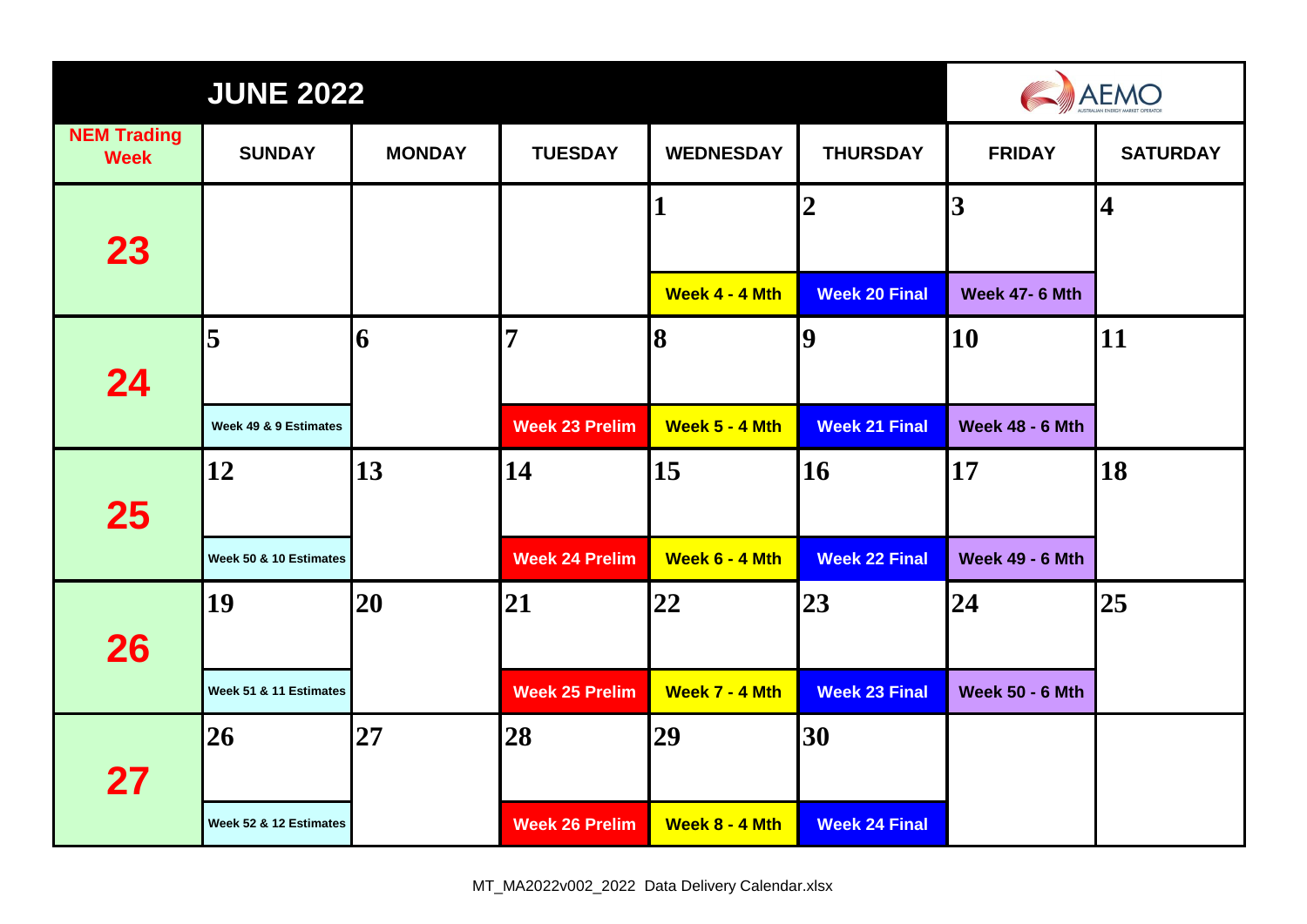## JUNE 2022

AEMO

| NEM Trading Week | SUNDAY | MONDAY | TUESDAY | WEDNESDAY | THURSDAY | FRIDAY | SATURDAY |
|---|---|---|---|---|---|---|---|
| 23 | | | | 1 Week 4 - 4 Mth | 2 Week 20 Final | 3 Week 47- 6 Mth | 4 |
| 24 | 5 Week 49 & 9 Estimates | 6 | 7 Week 23 Prelim | 8 Week 5 - 4 Mth | 9 Week 21 Final | 10 Week 48 - 6 Mth | 11 |
| 25 | 12 Week 50 & 10 Estimates | 13 | 14 Week 24 Prelim | 15 Week 6 - 4 Mth | 16 Week 22 Final | 17 Week 49 - 6 Mth | 18 |
| 26 | 19 Week 51 & 11 Estimates | 20 | 21 Week 25 Prelim | 22 Week 7 - 4 Mth | 23 Week 23 Final | 24 Week 50 - 6 Mth | 25 |
| 27 | 26 Week 52 & 12 Estimates | 27 | 28 Week 26 Prelim | 29 Week 8 - 4 Mth | 30 Week 24 Final | | |

MT_MA2022v002_2022 Data Delivery Calendar.xlsx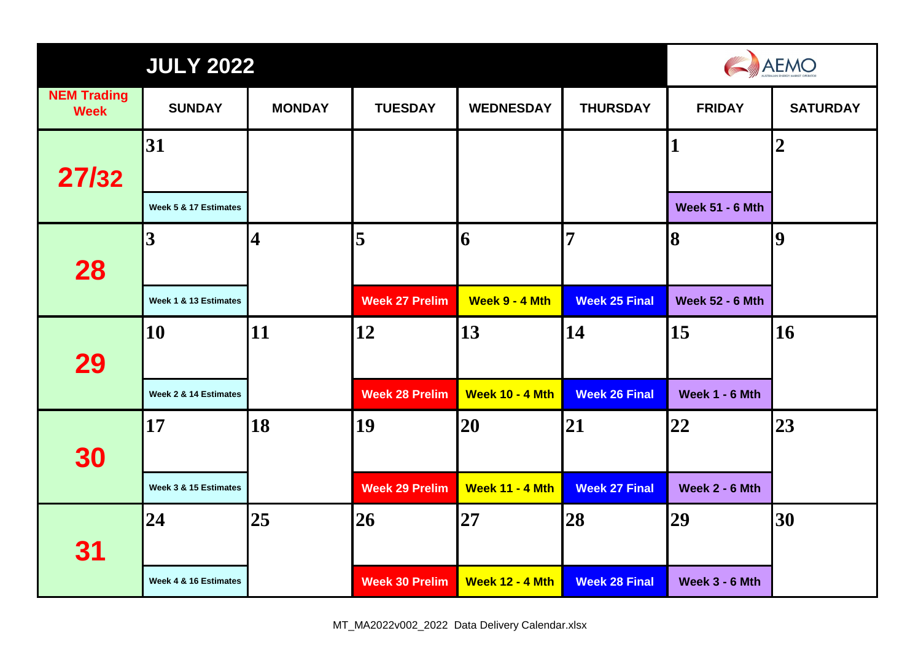| JULY 2022 | | | | | | | AEMO |
|---|---|---|---|---|---|---|---|
| **NEM Trading Week** | **SUNDAY** | **MONDAY** | **TUESDAY** | **WEDNESDAY** | **THURSDAY** | **FRIDAY** | **SATURDAY** |
| **27/32** | **31** Week 5 & 17 Estimates | | | | | **1** Week 51 - 6 Mth | **2** |
| **28** | **3** Week 1 & 13 Estimates | **4** | **5** Week 27 Prelim | **6** Week 9 - 4 Mth | **7** Week 25 Final | **8** Week 52 - 6 Mth | **9** |
| **29** | **10** Week 2 & 14 Estimates | **11** | **12** Week 28 Prelim | **13** Week 10 - 4 Mth | **14** Week 26 Final | **15** Week 1 - 6 Mth | **16** |
| **30** | **17** Week 3 & 15 Estimates | **18** | **19** Week 29 Prelim | **20** Week 11 - 4 Mth | **21** Week 27 Final | **22** Week 2 - 6 Mth | **23** |
| **31** | **24** Week 4 & 16 Estimates | **25** | **26** Week 30 Prelim | **27** Week 12 - 4 Mth | **28** Week 28 Final | **29** Week 3 - 6 Mth | **30** |

MT_MA2022v002_2022 Data Delivery Calendar.xlsx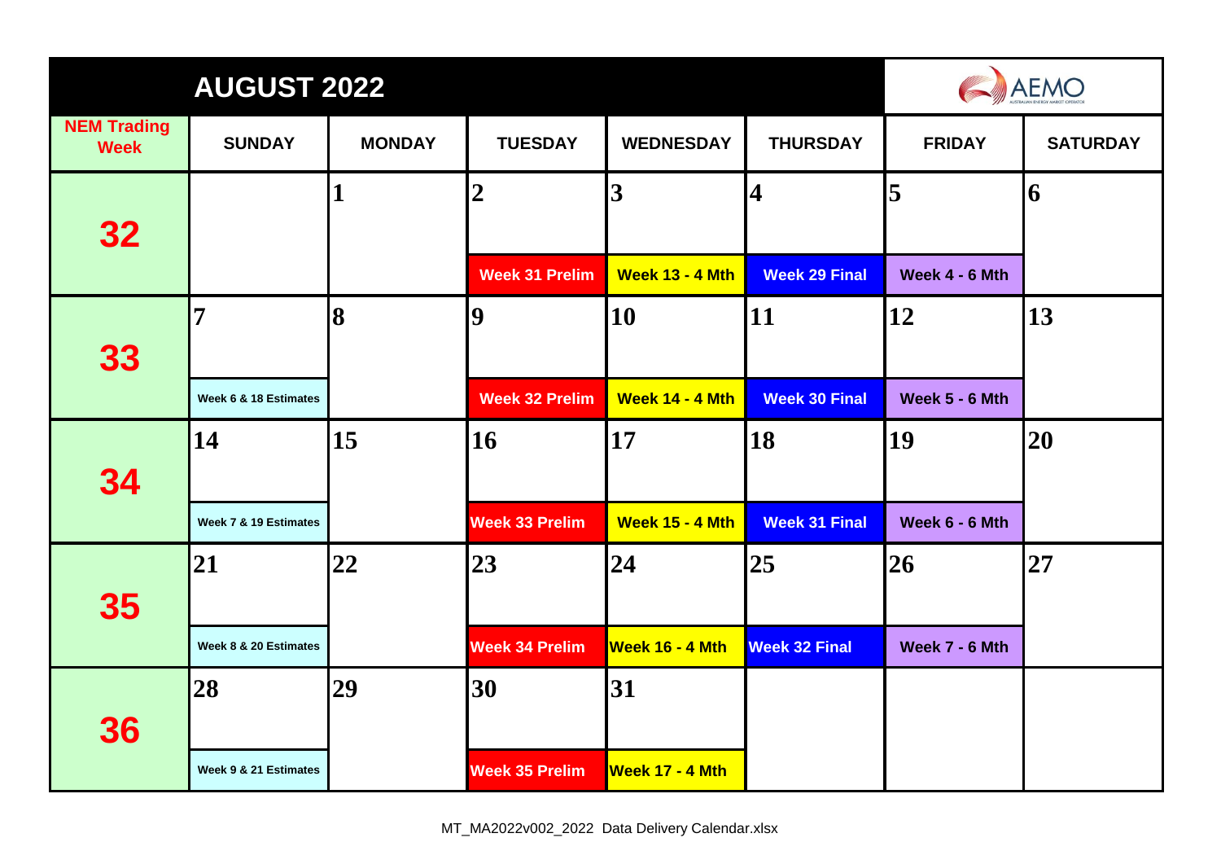# AUGUST 2022

| NEM Trading Week | SUNDAY | MONDAY | TUESDAY | WEDNESDAY | THURSDAY | FRIDAY | SATURDAY |
|---|---|---|---|---|---|---|---|
| 32 | | 1 | 2<br>Week 31 Prelim | 3<br>Week 13 - 4 Mth | 4<br>Week 29 Final | 5<br>Week 4 - 6 Mth | 6 |
| 33 | 7<br>Week 6 & 18 Estimates | 8 | 9<br>Week 32 Prelim | 10<br>Week 14 - 4 Mth | 11<br>Week 30 Final | 12<br>Week 5 - 6 Mth | 13 |
| 34 | 14<br>Week 7 & 19 Estimates | 15 | 16<br>Week 33 Prelim | 17<br>Week 15 - 4 Mth | 18<br>Week 31 Final | 19<br>Week 6 - 6 Mth | 20 |
| 35 | 21<br>Week 8 & 20 Estimates | 22 | 23<br>Week 34 Prelim | 24<br>Week 16 - 4 Mth | 25<br>Week 32 Final | 26<br>Week 7 - 6 Mth | 27 |
| 36 | 28<br>Week 9 & 21 Estimates | 29 | 30<br>Week 35 Prelim | 31<br>Week 17 - 4 Mth | | | |

MT_MA2022v002_2022 Data Delivery Calendar.xlsx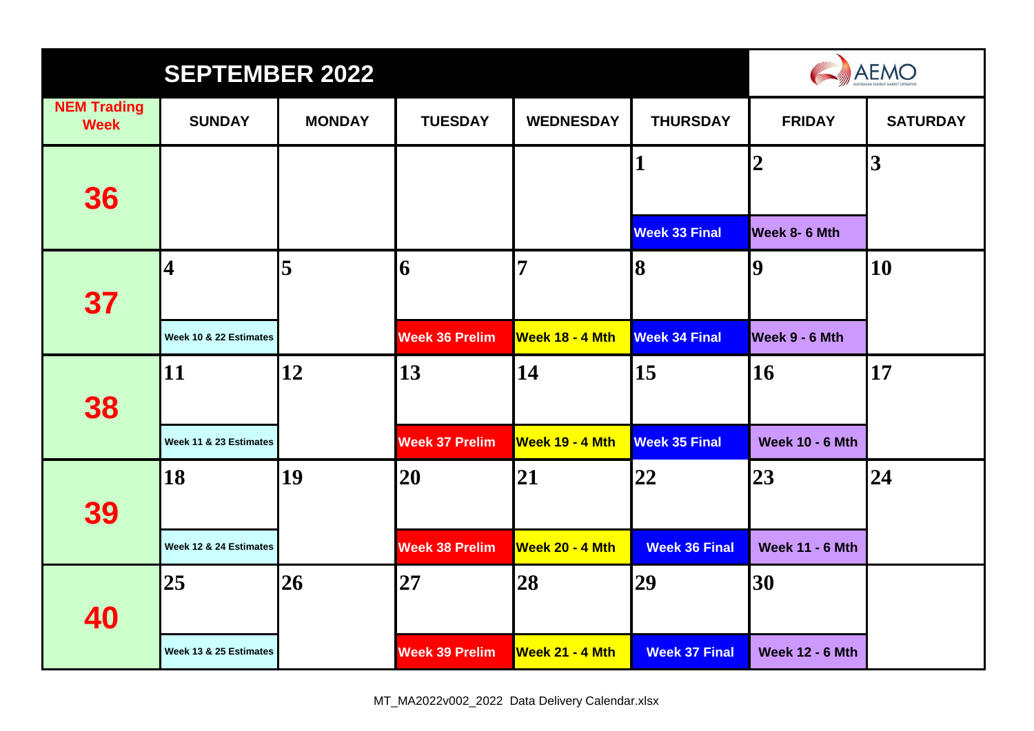# SEPTEMBER 2022

AEMO

| NEM Trading Week | SUNDAY | MONDAY | TUESDAY | WEDNESDAY | THURSDAY | FRIDAY | SATURDAY |
| --- | --- | --- | --- | --- | --- | --- | --- |
| 36 | | | | | 1 Week 33 Final | 2 Week 8- 6 Mth | 3 |
| 37 | 4 Week 10 & 22 Estimates | 5 | 6 Week 36 Prelim | 7 Week 18 - 4 Mth | 8 Week 34 Final | 9 Week 9 - 6 Mth | 10 |
| 38 | 11 Week 11 & 23 Estimates | 12 | 13 Week 37 Prelim | 14 Week 19 - 4 Mth | 15 Week 35 Final | 16 Week 10 - 6 Mth | 17 |
| 39 | 18 Week 12 & 24 Estimates | 19 | 20 Week 38 Prelim | 21 Week 20 - 4 Mth | 22 Week 36 Final | 23 Week 11 - 6 Mth | 24 |
| 40 | 25 Week 13 & 25 Estimates | 26 | 27 Week 39 Prelim | 28 Week 21 - 4 Mth | 29 Week 37 Final | 30 Week 12 - 6 Mth | |

MT_MA2022v002_2022 Data Delivery Calendar.xlsx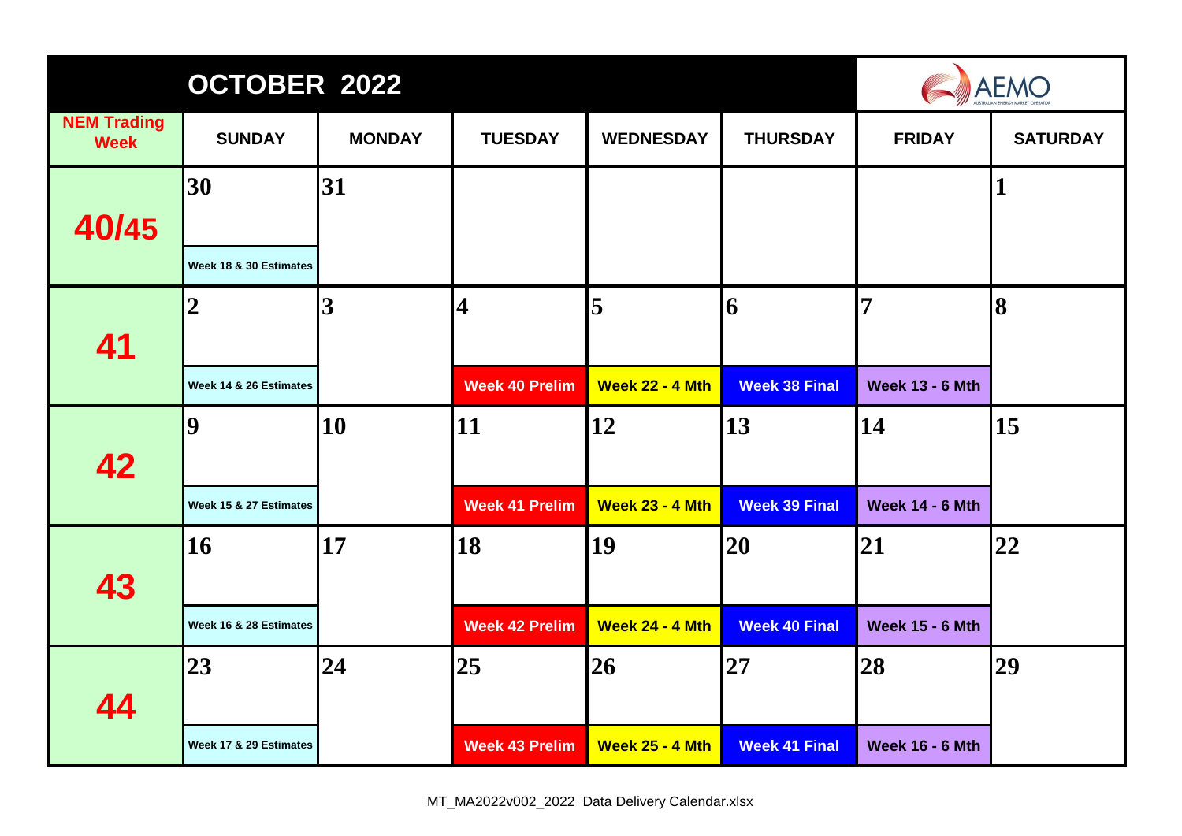# OCTOBER 2022

AEMO

| NEM Trading Week | SUNDAY | MONDAY | TUESDAY | WEDNESDAY | THURSDAY | FRIDAY | SATURDAY |
|---|---|---|---|---|---|---|---|
| 40/45 | 30<br>Week 18 & 30 Estimates | 31 | | | | | 1 |
| 41 | 2<br>Week 14 & 26 Estimates | 3 | 4<br>Week 40 Prelim | 5<br>Week 22 - 4 Mth | 6<br>Week 38 Final | 7<br>Week 13 - 6 Mth | 8 |
| 42 | 9<br>Week 15 & 27 Estimates | 10 | 11<br>Week 41 Prelim | 12<br>Week 23 - 4 Mth | 13<br>Week 39 Final | 14<br>Week 14 - 6 Mth | 15 |
| 43 | 16<br>Week 16 & 28 Estimates | 17 | 18<br>Week 42 Prelim | 19<br>Week 24 - 4 Mth | 20<br>Week 40 Final | 21<br>Week 15 - 6 Mth | 22 |
| 44 | 23<br>Week 17 & 29 Estimates | 24 | 25<br>Week 43 Prelim | 26<br>Week 25 - 4 Mth | 27<br>Week 41 Final | 28<br>Week 16 - 6 Mth | 29 |

MT_MA2022v002_2022 Data Delivery Calendar.xlsx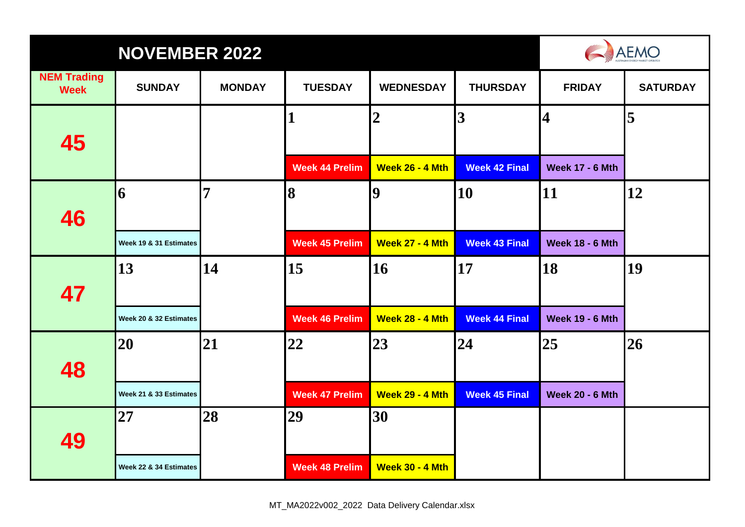# NOVEMBER 2022

AEMO

| NEM Trading Week | SUNDAY | MONDAY | TUESDAY | WEDNESDAY | THURSDAY | FRIDAY | SATURDAY |
|---|---|---|---|---|---|---|---|
| **45** | | | **1** Week 44 Prelim | **2** Week 26 - 4 Mth | **3** Week 42 Final | **4** Week 17 - 6 Mth | **5** |
| **46** | **6** Week 19 & 31 Estimates | **7** | **8** Week 45 Prelim | **9** Week 27 - 4 Mth | **10** Week 43 Final | **11** Week 18 - 6 Mth | **12** |
| **47** | **13** Week 20 & 32 Estimates | **14** | **15** Week 46 Prelim | **16** Week 28 - 4 Mth | **17** Week 44 Final | **18** Week 19 - 6 Mth | **19** |
| **48** | **20** Week 21 & 33 Estimates | **21** | **22** Week 47 Prelim | **23** Week 29 - 4 Mth | **24** Week 45 Final | **25** Week 20 - 6 Mth | **26** |
| **49** | **27** Week 22 & 34 Estimates | **28** | **29** Week 48 Prelim | **30** Week 30 - 4 Mth | | | |

MT_MA2022v002_2022 Data Delivery Calendar.xlsx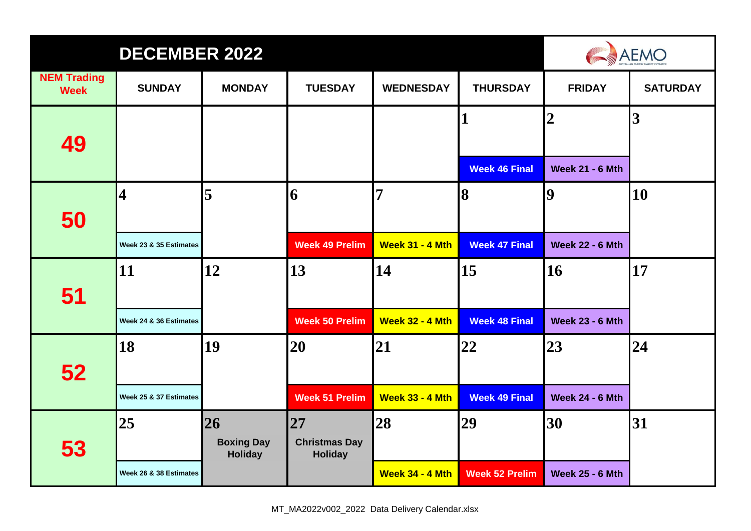# DECEMBER 2022

AEMO

| NEM Trading Week | SUNDAY | MONDAY | TUESDAY | WEDNESDAY | THURSDAY | FRIDAY | SATURDAY |
|---|---|---|---|---|---|---|---|
| 49 | | | | | 1<br>Week 46 Final | 2<br>Week 21 - 6 Mth | 3 |
| 50 | 4<br>Week 23 & 35 Estimates | 5 | 6<br>Week 49 Prelim | 7<br>Week 31 - 4 Mth | 8<br>Week 47 Final | 9<br>Week 22 - 6 Mth | 10 |
| 51 | 11<br>Week 24 & 36 Estimates | 12 | 13<br>Week 50 Prelim | 14<br>Week 32 - 4 Mth | 15<br>Week 48 Final | 16<br>Week 23 - 6 Mth | 17 |
| 52 | 18<br>Week 25 & 37 Estimates | 19 | 20<br>Week 51 Prelim | 21<br>Week 33 - 4 Mth | 22<br>Week 49 Final | 23<br>Week 24 - 6 Mth | 24 |
| 53 | 25<br>Week 26 & 38 Estimates | 26<br>Boxing Day Holiday | 27<br>Christmas Day Holiday | 28<br>Week 34 - 4 Mth | 29<br>Week 52 Prelim | 30<br>Week 25 - 6 Mth | 31 |

MT_MA2022v002_2022 Data Delivery Calendar.xlsx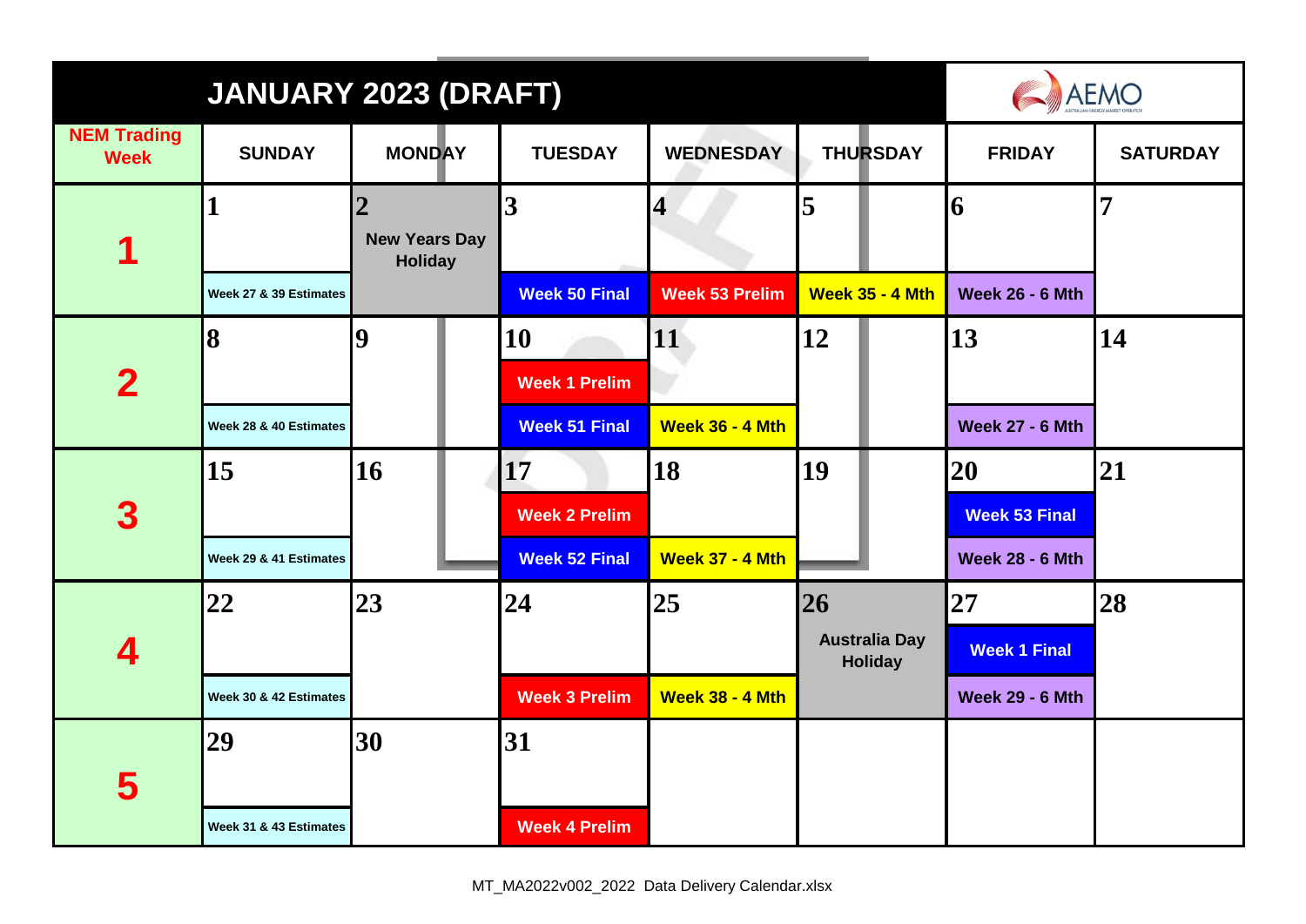# JANUARY 2023 (DRAFT)

AEMO

| NEM Trading Week | SUNDAY | MONDAY | TUESDAY | WEDNESDAY | THURSDAY | FRIDAY | SATURDAY |
|---|---|---|---|---|---|---|---|
| 1 | 1<br>Week 27 & 39 Estimates | 2<br>New Years Day Holiday | 3<br>Week 50 Final | 4<br>Week 53 Prelim | 5<br>Week 35 - 4 Mth | 6<br>Week 26 - 6 Mth | 7 |
| 2 | 8<br>Week 28 & 40 Estimates | 9 | 10<br>Week 1 Prelim<br>Week 51 Final | 11<br>Week 36 - 4 Mth | 12 | 13<br>Week 27 - 6 Mth | 14 |
| 3 | 15<br>Week 29 & 41 Estimates | 16 | 17<br>Week 2 Prelim<br>Week 52 Final | 18<br>Week 37 - 4 Mth | 19 | 20<br>Week 53 Final<br>Week 28 - 6 Mth | 21 |
| 4 | 22<br>Week 30 & 42 Estimates | 23 | 24<br>Week 3 Prelim | 25<br>Week 38 - 4 Mth | 26<br>Australia Day Holiday | 27<br>Week 1 Final<br>Week 29 - 6 Mth | 28 |
| 5 | 29<br>Week 31 & 43 Estimates | 30 | 31<br>Week 4 Prelim | | | | |

MT_MA2022v002_2022 Data Delivery Calendar.xlsx